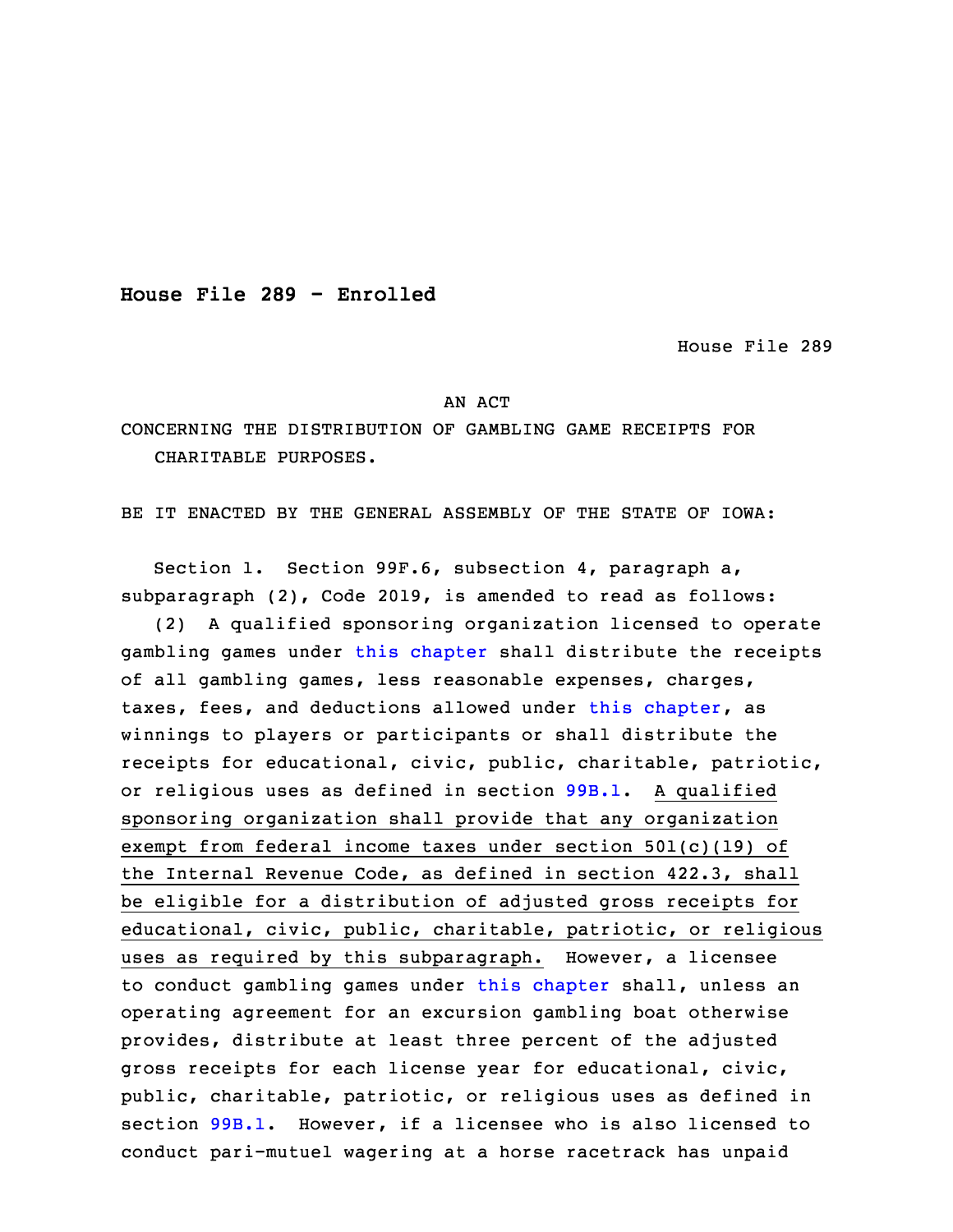**House File 289 - Enrolled**

House File 289

AN ACT

CONCERNING THE DISTRIBUTION OF GAMBLING GAME RECEIPTS FOR CHARITABLE PURPOSES.

BE IT ENACTED BY THE GENERAL ASSEMBLY OF THE STATE OF IOWA:

Section 1. Section 99F.6, subsection 4, paragraph a, subparagraph (2), Code 2019, is amended to read as follows:

(2) A qualified sponsoring organization licensed to operate gambling games under this chapter shall distribute the receipts of all gambling games, less reasonable expenses, charges, taxes, fees, and deductions allowed under this chapter, as winnings to players or participants or shall distribute the receipts for educational, civic, public, charitable, patriotic, or religious uses as defined in section 99B.1. A qualified sponsoring organization shall provide that any organization exempt from federal income taxes under section 501(c)(19) of the Internal Revenue Code, as defined in section 422.3, shall be eligible for a distribution of adjusted gross receipts for educational, civic, public, charitable, patriotic, or religious uses as required by this subparagraph. However, a licensee to conduct gambling games under this chapter shall, unless an operating agreement for an excursion gambling boat otherwise provides, distribute at least three percent of the adjusted gross receipts for each license year for educational, civic, public, charitable, patriotic, or religious uses as defined in section 99B.1. However, if a licensee who is also licensed to conduct pari-mutuel wagering at a horse racetrack has unpaid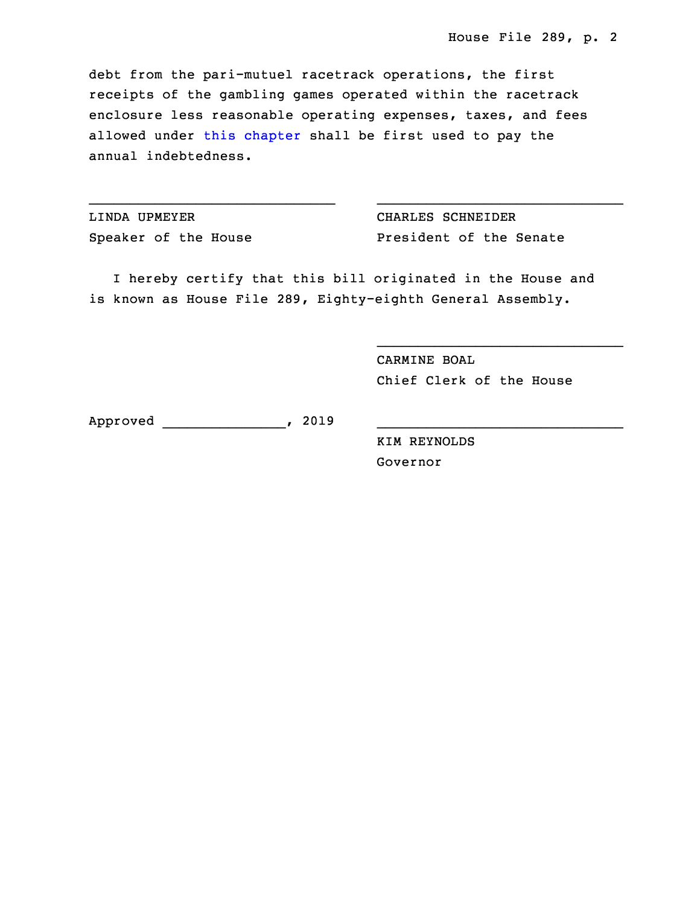debt from the pari-mutuel racetrack operations, the first receipts of the gambling games operated within the racetrack enclosure less reasonable operating expenses, taxes, and fees allowed under this chapter shall be first used to pay the annual indebtedness.

| | |
|---|---|
| \_\_\_\_\_\_\_\_\_\_\_\_\_\_\_\_\_\_\_\_\_\_\_\_\_\_\_\_\_\_ | \_\_\_\_\_\_\_\_\_\_\_\_\_\_\_\_\_\_\_\_\_\_\_\_\_\_\_\_\_\_ |
| LINDA UPMEYER | CHARLES SCHNEIDER |
| Speaker of the House | President of the Senate |

I hereby certify that this bill originated in the House and is known as House File 289, Eighty-eighth General Assembly.

\_\_\_\_\_\_\_\_\_\_\_\_\_\_\_\_\_\_\_\_\_\_\_\_\_\_\_\_\_\_
CARMINE BOAL
Chief Clerk of the House

Approved \_\_\_\_\_\_\_\_\_\_\_\_\_\_\_, 2019

\_\_\_\_\_\_\_\_\_\_\_\_\_\_\_\_\_\_\_\_\_\_\_\_\_\_\_\_\_\_
KIM REYNOLDS
Governor